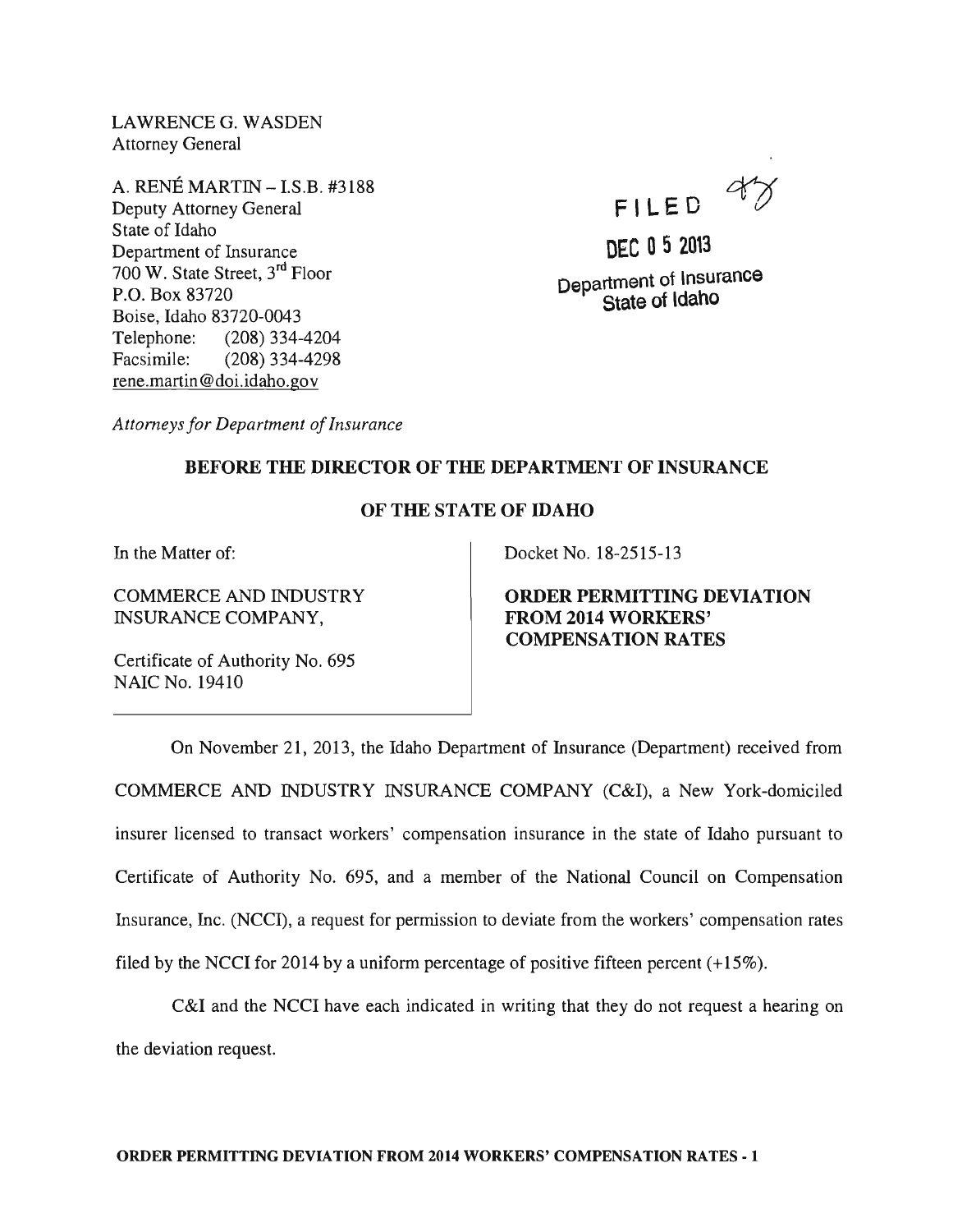LAWRENCE G. WASDEN
Attorney General

A. RENÉ MARTIN – I.S.B. #3188
Deputy Attorney General
State of Idaho
Department of Insurance
700 W. State Street, 3rd Floor
P.O. Box 83720
Boise, Idaho 83720-0043
Telephone: (208) 334-4204
Facsimile: (208) 334-4298
rene.martin@doi.idaho.gov

FILED

DEC 05 2013

Department of Insurance
State of Idaho

*Attorneys for Department of Insurance*

**BEFORE THE DIRECTOR OF THE DEPARTMENT OF INSURANCE**

**OF THE STATE OF IDAHO**

In the Matter of:

COMMERCE AND INDUSTRY INSURANCE COMPANY,

Certificate of Authority No. 695
NAIC No. 19410

Docket No. 18-2515-13

**ORDER PERMITTING DEVIATION FROM 2014 WORKERS' COMPENSATION RATES**

On November 21, 2013, the Idaho Department of Insurance (Department) received from COMMERCE AND INDUSTRY INSURANCE COMPANY (C&I), a New York-domiciled insurer licensed to transact workers' compensation insurance in the state of Idaho pursuant to Certificate of Authority No. 695, and a member of the National Council on Compensation Insurance, Inc. (NCCI), a request for permission to deviate from the workers' compensation rates filed by the NCCI for 2014 by a uniform percentage of positive fifteen percent (+15%).

C&I and the NCCI have each indicated in writing that they do not request a hearing on the deviation request.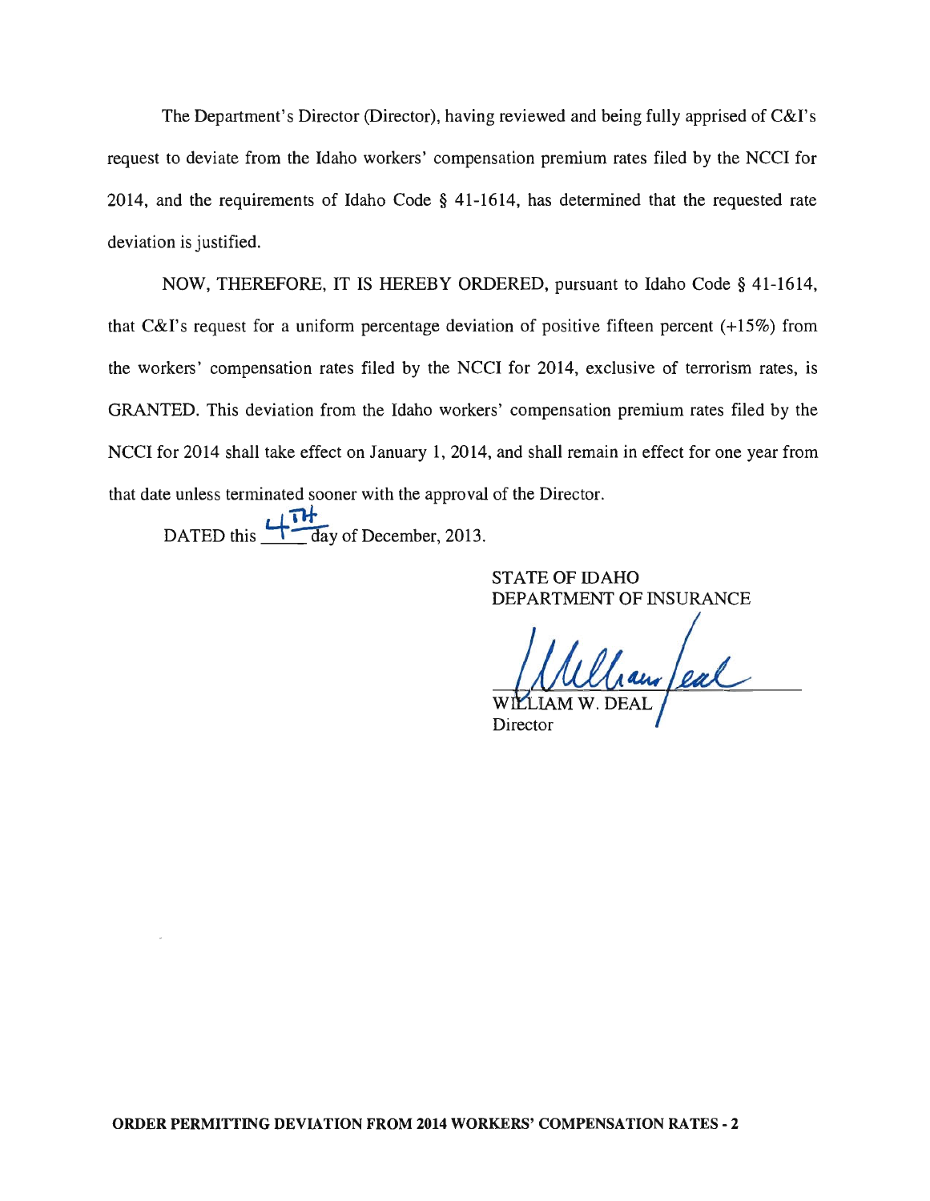The Department's Director (Director), having reviewed and being fully apprised of C&I's request to deviate from the Idaho workers' compensation premium rates filed by the NCCI for 2014, and the requirements of Idaho Code § 41-1614, has determined that the requested rate deviation is justified.

NOW, THEREFORE, IT IS HEREBY ORDERED, pursuant to Idaho Code § 41-1614, that C&I's request for a uniform percentage deviation of positive fifteen percent (+15%) from the workers' compensation rates filed by the NCCI for 2014, exclusive of terrorism rates, is GRANTED. This deviation from the Idaho workers' compensation premium rates filed by the NCCI for 2014 shall take effect on January 1, 2014, and shall remain in effect for one year from that date unless terminated sooner with the approval of the Director.

DATED this 4TH day of December, 2013.

STATE OF IDAHO
DEPARTMENT OF INSURANCE

William Deal

WILLIAM W. DEAL
Director

**ORDER PERMITTING DEVIATION FROM 2014 WORKERS' COMPENSATION RATES - 2**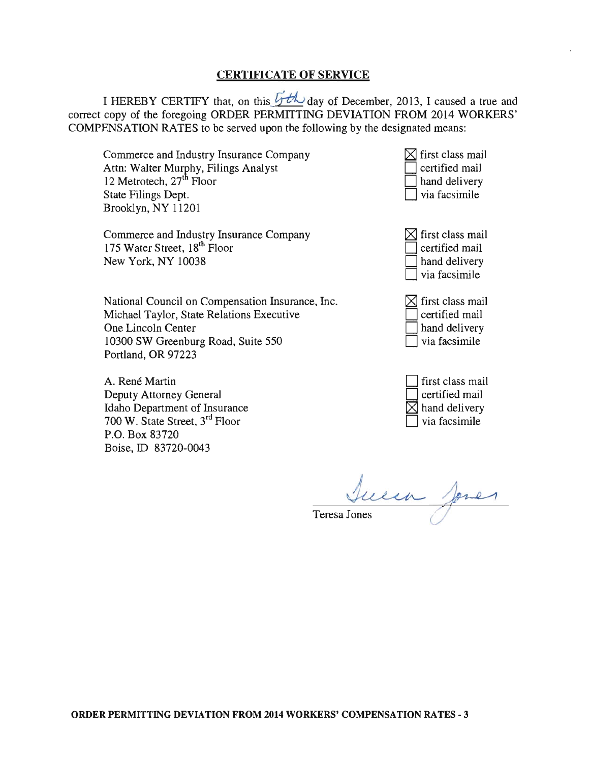## CERTIFICATE OF SERVICE

I HEREBY CERTIFY that, on this 5th day of December, 2013, I caused a true and correct copy of the foregoing ORDER PERMITTING DEVIATION FROM 2014 WORKERS' COMPENSATION RATES to be served upon the following by the designated means:

Commerce and Industry Insurance Company
Attn: Walter Murphy, Filings Analyst
12 Metrotech, 27th Floor
State Filings Dept.
Brooklyn, NY 11201

- [x] first class mail
- [ ] certified mail
- [ ] hand delivery
- [ ] via facsimile

Commerce and Industry Insurance Company
175 Water Street, 18th Floor
New York, NY 10038

- [x] first class mail
- [ ] certified mail
- [ ] hand delivery
- [ ] via facsimile

National Council on Compensation Insurance, Inc.
Michael Taylor, State Relations Executive
One Lincoln Center
10300 SW Greenburg Road, Suite 550
Portland, OR 97223

- [x] first class mail
- [ ] certified mail
- [ ] hand delivery
- [ ] via facsimile

A. René Martin
Deputy Attorney General
Idaho Department of Insurance
700 W. State Street, 3rd Floor
P.O. Box 83720
Boise, ID 83720-0043

- [ ] first class mail
- [ ] certified mail
- [x] hand delivery
- [ ] via facsimile

Teresa Jones